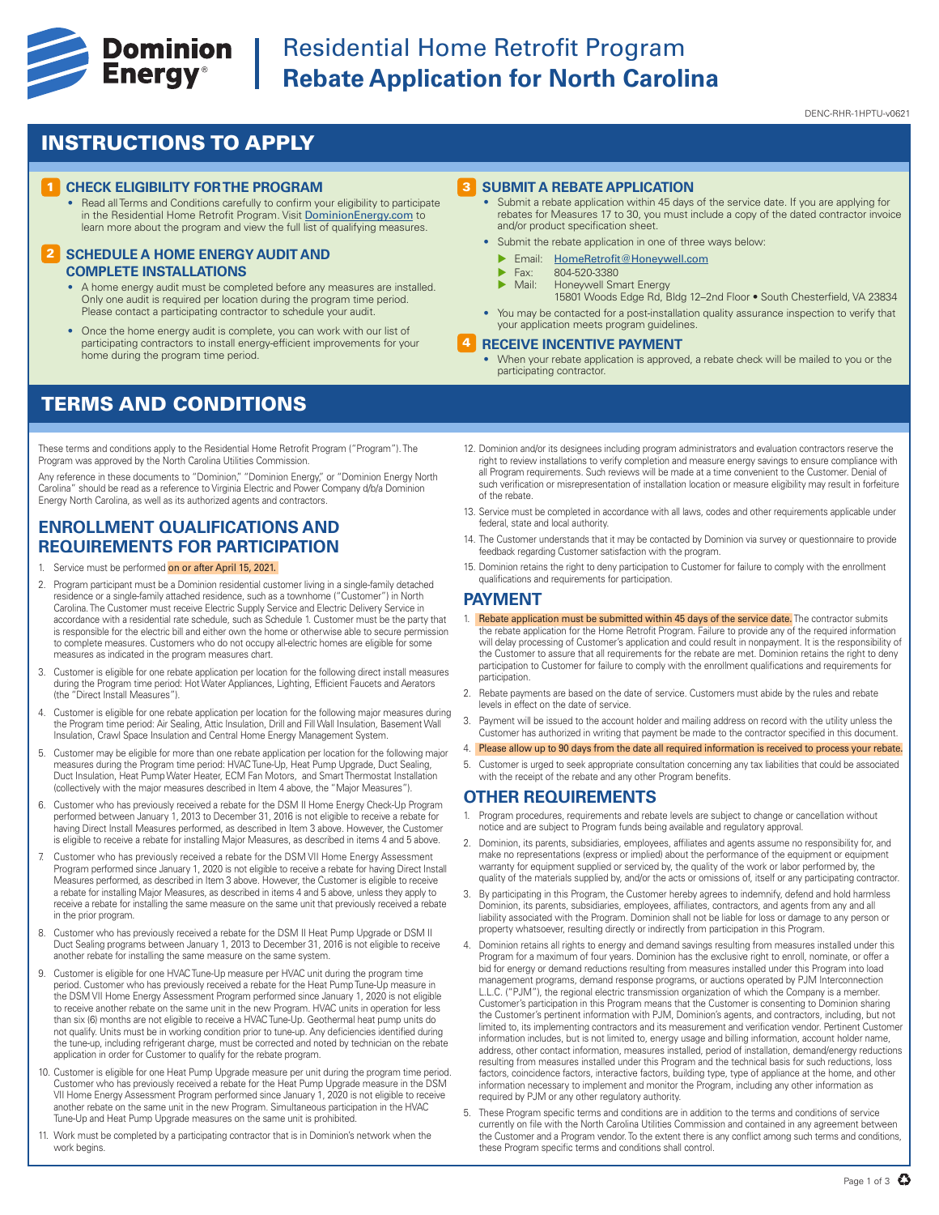# Dominion Energy

# Residential Home Retrofit Program
# **Rebate Application for North Carolina**

DENC-RHR-1HPTU-v0621

## INSTRUCTIONS TO APPLY

### 1 CHECK ELIGIBILITY FOR THE PROGRAM

- Read all Terms and Conditions carefully to confirm your eligibility to participate in the Residential Home Retrofit Program. Visit DominionEnergy.com to learn more about the program and view the full list of qualifying measures.

### 2 SCHEDULE A HOME ENERGY AUDIT AND COMPLETE INSTALLATIONS

- A home energy audit must be completed before any measures are installed. Only one audit is required per location during the program time period. Please contact a participating contractor to schedule your audit.
- Once the home energy audit is complete, you can work with our list of participating contractors to install energy-efficient improvements for your home during the program time period.

### 3 SUBMIT A REBATE APPLICATION

- Submit a rebate application within 45 days of the service date. If you are applying for rebates for Measures 17 to 30, you must include a copy of the dated contractor invoice and/or product specification sheet.
- Submit the rebate application in one of three ways below:
  - Email: HomeRetrofit@Honeywell.com
  - Fax: 804-520-3380
  - Mail: Honeywell Smart Energy
    15801 Woods Edge Rd, Bldg 12–2nd Floor • South Chesterfield, VA 23834
- You may be contacted for a post-installation quality assurance inspection to verify that your application meets program guidelines.

### 4 RECEIVE INCENTIVE PAYMENT

- When your rebate application is approved, a rebate check will be mailed to you or the participating contractor.

## TERMS AND CONDITIONS

These terms and conditions apply to the Residential Home Retrofit Program ("Program"). The Program was approved by the North Carolina Utilities Commission.

Any reference in these documents to "Dominion," "Dominion Energy," or "Dominion Energy North Carolina" should be read as a reference to Virginia Electric and Power Company d/b/a Dominion Energy North Carolina, as well as its authorized agents and contractors.

### ENROLLMENT QUALIFICATIONS AND REQUIREMENTS FOR PARTICIPATION

1. Service must be performed on or after April 15, 2021.
2. Program participant must be a Dominion residential customer living in a single-family detached residence or a single-family attached residence, such as a townhome ("Customer") in North Carolina. The Customer must receive Electric Supply Service and Electric Delivery Service in accordance with a residential rate schedule, such as Schedule 1. Customer must be the party that is responsible for the electric bill and either own the home or otherwise able to secure permission to complete measures. Customers who do not occupy all-electric homes are eligible for some measures as indicated in the program measures chart.
3. Customer is eligible for one rebate application per location for the following direct install measures during the Program time period: Hot Water Appliances, Lighting, Efficient Faucets and Aerators (the "Direct Install Measures").
4. Customer is eligible for one rebate application per location for the following major measures during the Program time period: Air Sealing, Attic Insulation, Drill and Fill Wall Insulation, Basement Wall Insulation, Crawl Space Insulation and Central Home Energy Management System.
5. Customer may be eligible for more than one rebate application per location for the following major measures during the Program time period: HVAC Tune-Up, Heat Pump Upgrade, Duct Sealing, Duct Insulation, Heat Pump Water Heater, ECM Fan Motors, and Smart Thermostat Installation (collectively with the major measures described in Item 4 above, the "Major Measures").
6. Customer who has previously received a rebate for the DSM II Home Energy Check-Up Program performed between January 1, 2013 to December 31, 2016 is not eligible to receive a rebate for having Direct Install Measures performed, as described in Item 3 above. However, the Customer is eligible to receive a rebate for installing Major Measures, as described in items 4 and 5 above.
7. Customer who has previously received a rebate for the DSM VII Home Energy Assessment Program performed since January 1, 2020 is not eligible to receive a rebate for having Direct Install Measures performed, as described in Item 3 above. However, the Customer is eligible to receive a rebate for installing Major Measures, as described in items 4 and 5 above, unless they apply to receive a rebate for installing the same measure on the same unit that previously received a rebate in the prior program.
8. Customer who has previously received a rebate for the DSM II Heat Pump Upgrade or DSM II Duct Sealing programs between January 1, 2013 to December 31, 2016 is not eligible to receive another rebate for installing the same measure on the same system.
9. Customer is eligible for one HVAC Tune-Up measure per HVAC unit during the program time period. Customer who has previously received a rebate for the Heat Pump Tune-Up measure in the DSM VII Home Energy Assessment Program performed since January 1, 2020 is not eligible to receive another rebate on the same unit in the new Program. HVAC units in operation for less than six (6) months are not eligible to receive a HVAC Tune-Up. Geothermal heat pump units do not qualify. Units must be in working condition prior to tune-up. Any deficiencies identified during the tune-up, including refrigerant charge, must be corrected and noted by technician on the rebate application in order for Customer to qualify for the rebate program.
10. Customer is eligible for one Heat Pump Upgrade measure per unit during the program time period. Customer who has previously received a rebate for the Heat Pump Upgrade measure in the DSM VII Home Energy Assessment Program performed since January 1, 2020 is not eligible to receive another rebate on the same unit in the new Program. Simultaneous participation in the HVAC Tune-Up and Heat Pump Upgrade measures on the same unit is prohibited.
11. Work must be completed by a participating contractor that is in Dominion's network when the work begins.
12. Dominion and/or its designees including program administrators and evaluation contractors reserve the right to review installations to verify completion and measure energy savings to ensure compliance with all Program requirements. Such reviews will be made at a time convenient to the Customer. Denial of such verification or misrepresentation of installation location or measure eligibility may result in forfeiture of the rebate.
13. Service must be completed in accordance with all laws, codes and other requirements applicable under federal, state and local authority.
14. The Customer understands that it may be contacted by Dominion via survey or questionnaire to provide feedback regarding Customer satisfaction with the program.
15. Dominion retains the right to deny participation to Customer for failure to comply with the enrollment qualifications and requirements for participation.

### PAYMENT

1. Rebate application must be submitted within 45 days of the service date. The contractor submits the rebate application for the Home Retrofit Program. Failure to provide any of the required information will delay processing of Customer's application and could result in nonpayment. It is the responsibility of the Customer to assure that all requirements for the rebate are met. Dominion retains the right to deny participation to Customer for failure to comply with the enrollment qualifications and requirements for participation.
2. Rebate payments are based on the date of service. Customers must abide by the rules and rebate levels in effect on the date of service.
3. Payment will be issued to the account holder and mailing address on record with the utility unless the Customer has authorized in writing that payment be made to the contractor specified in this document.
4. Please allow up to 90 days from the date all required information is received to process your rebate.
5. Customer is urged to seek appropriate consultation concerning any tax liabilities that could be associated with the receipt of the rebate and any other Program benefits.

### OTHER REQUIREMENTS

1. Program procedures, requirements and rebate levels are subject to change or cancellation without notice and are subject to Program funds being available and regulatory approval.
2. Dominion, its parents, subsidiaries, employees, affiliates and agents assume no responsibility for, and make no representations (express or implied) about the performance of the equipment or equipment warranty for equipment supplied or serviced by, the quality of the work or labor performed by, the quality of the materials supplied by, and/or the acts or omissions of, itself or any participating contractor.
3. By participating in this Program, the Customer hereby agrees to indemnify, defend and hold harmless Dominion, its parents, subsidiaries, employees, affiliates, contractors, and agents from any and all liability associated with the Program. Dominion shall not be liable for loss or damage to any person or property whatsoever, resulting directly or indirectly from participation in this Program.
4. Dominion retains all rights to energy and demand savings resulting from measures installed under this Program for a maximum of four years. Dominion has the exclusive right to enroll, nominate, or offer a bid for energy or demand reductions resulting from measures installed under this Program into load management programs, demand response programs, or auctions operated by PJM Interconnection L.L.C. ("PJM"), the regional electric transmission organization of which the Company is a member. Customer's participation in this Program means that the Customer is consenting to Dominion sharing the Customer's pertinent information with PJM, Dominion's agents, and contractors, including, but not limited to, its implementing contractors and its measurement and verification vendor. Pertinent Customer information includes, but is not limited to, energy usage and billing information, account holder name, address, other contact information, measures installed, period of installation, demand/energy reductions resulting from measures installed under this Program and the technical basis for such reductions, loss factors, coincidence factors, interactive factors, building type, type of appliance at the home, and other information necessary to implement and monitor the Program, including any other information as required by PJM or any other regulatory authority.
5. These Program specific terms and conditions are in addition to the terms and conditions of service currently on file with the North Carolina Utilities Commission and contained in any agreement between the Customer and a Program vendor. To the extent there is any conflict among such terms and conditions, these Program specific terms and conditions shall control.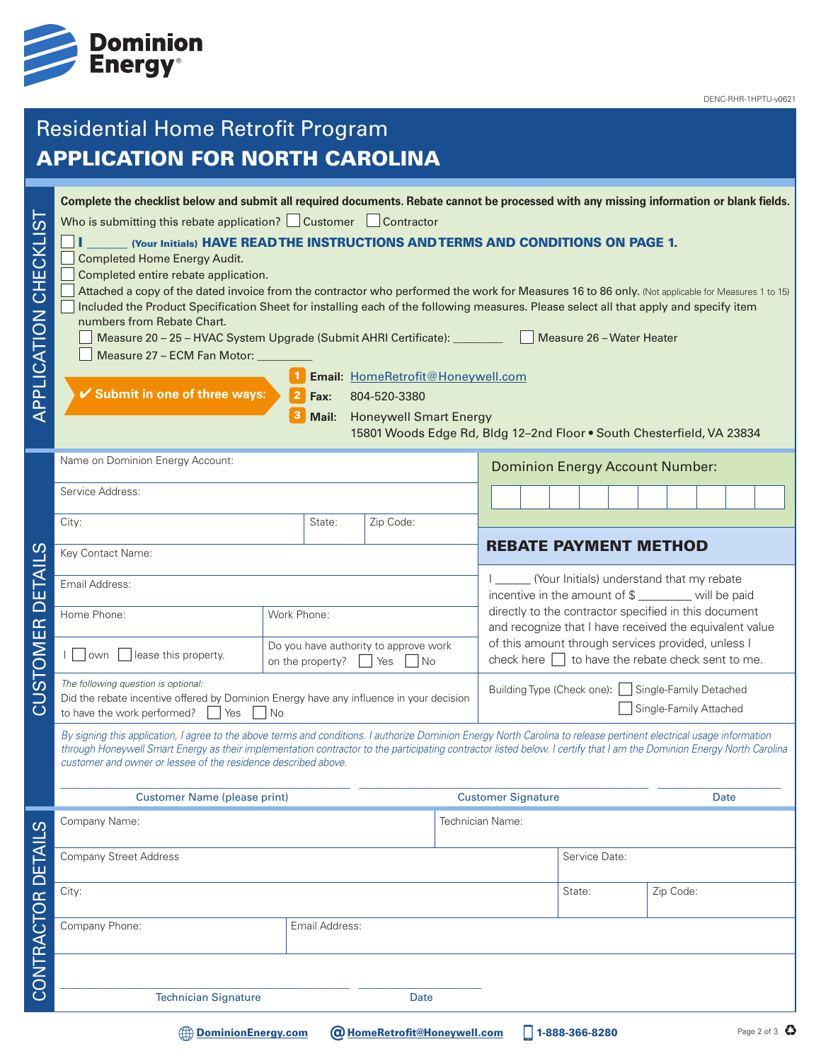Dominion Energy

DENC-RHR-1HPTU-v0621

# Residential Home Retrofit Program

# APPLICATION FOR NORTH CAROLINA

## APPLICATION CHECKLIST

**Complete the checklist below and submit all required documents. Rebate cannot be processed with any missing information or blank fields.**

Who is submitting this rebate application? ☐ Customer ☐ Contractor

- ☐ **I ______ (Your Initials) HAVE READ THE INSTRUCTIONS AND TERMS AND CONDITIONS ON PAGE 1.**
- ☐ Completed Home Energy Audit.
- ☐ Completed entire rebate application.
- ☐ Attached a copy of the dated invoice from the contractor who performed the work for Measures 16 to 86 only. (Not applicable for Measures 1 to 15)
- ☐ Included the Product Specification Sheet for installing each of the following measures. Please select all that apply and specify item numbers from Rebate Chart.
  - ☐ Measure 20 – 25 – HVAC System Upgrade (Submit AHRI Certificate): ________
  - ☐ Measure 26 – Water Heater
  - ☐ Measure 27 – ECM Fan Motor: _________

**✔ Submit in one of three ways:**

1. **Email:** HomeRetrofit@Honeywell.com
2. **Fax:** 804-520-3380
3. **Mail:** Honeywell Smart Energy
   15801 Woods Edge Rd, Bldg 12–2nd Floor • South Chesterfield, VA 23834

## CUSTOMER DETAILS

Name on Dominion Energy Account:

Service Address:

City: | State: | Zip Code:

Key Contact Name:

Email Address:

Home Phone: | Work Phone:

I ☐ own ☐ lease this property.

Do you have authority to approve work on the property? ☐ Yes ☐ No

*The following question is optional:*
Did the rebate incentive offered by Dominion Energy have any influence in your decision to have the work performed? ☐ Yes ☐ No

**Dominion Energy Account Number:** ☐☐☐☐☐☐☐☐☐☐

### REBATE PAYMENT METHOD

I ______ (Your Initials) understand that my rebate incentive in the amount of $ ________ will be paid directly to the contractor specified in this document and recognize that I have received the equivalent value of this amount through services provided, unless I check here ☐ to have the rebate check sent to me.

Building Type (Check one): ☐ Single-Family Detached ☐ Single-Family Attached

*By signing this application, I agree to the above terms and conditions. I authorize Dominion Energy North Carolina to release pertinent electrical usage information through Honeywell Smart Energy as their implementation contractor to the participating contractor listed below. I certify that I am the Dominion Energy North Carolina customer and owner or lessee of the residence described above.*

______________________________ Customer Name (please print) ______________________________ Customer Signature ______________ Date

## CONTRACTOR DETAILS

Company Name: | Technician Name:

Company Street Address | Service Date:

City: | State: | Zip Code:

Company Phone: | Email Address:

______________________________ Technician Signature ______________ Date

DominionEnergy.com | HomeRetrofit@Honeywell.com | 1-888-366-8280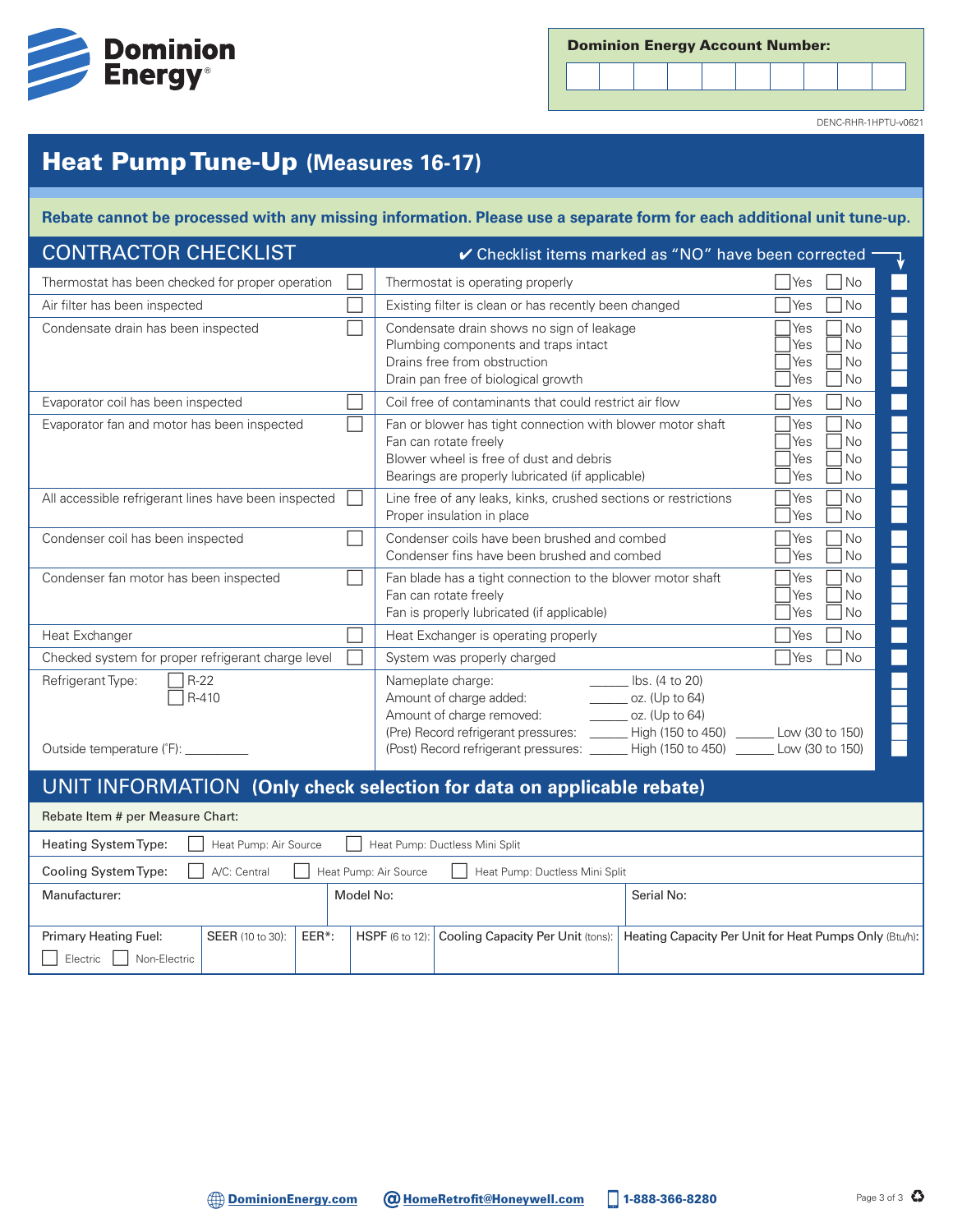Dominion Energy

**Dominion Energy Account Number:**

| | | | | | | | | | |
|---|---|---|---|---|---|---|---|---|---|
| | | | | | | | | | |

DENC-RHR-1HPTU-v0621

# Heat Pump Tune-Up (Measures 16-17)

**Rebate cannot be processed with any missing information. Please use a separate form for each additional unit tune-up.**

## CONTRACTOR CHECKLIST

✔ Checklist items marked as "NO" have been corrected

| | | | | | |
|---|---|---|---|---|---|
| Thermostat has been checked for proper operation | ☐ | Thermostat is operating properly | ☐ Yes | ☐ No | ☐ |
| Air filter has been inspected | ☐ | Existing filter is clean or has recently been changed | ☐ Yes | ☐ No | ☐ |
| Condensate drain has been inspected | ☐ | Condensate drain shows no sign of leakage | ☐ Yes | ☐ No | ☐ |
| | | Plumbing components and traps intact | ☐ Yes | ☐ No | ☐ |
| | | Drains free from obstruction | ☐ Yes | ☐ No | ☐ |
| | | Drain pan free of biological growth | ☐ Yes | ☐ No | ☐ |
| Evaporator coil has been inspected | ☐ | Coil free of contaminants that could restrict air flow | ☐ Yes | ☐ No | ☐ |
| Evaporator fan and motor has been inspected | ☐ | Fan or blower has tight connection with blower motor shaft | ☐ Yes | ☐ No | ☐ |
| | | Fan can rotate freely | ☐ Yes | ☐ No | ☐ |
| | | Blower wheel is free of dust and debris | ☐ Yes | ☐ No | ☐ |
| | | Bearings are properly lubricated (if applicable) | ☐ Yes | ☐ No | ☐ |
| All accessible refrigerant lines have been inspected | ☐ | Line free of any leaks, kinks, crushed sections or restrictions | ☐ Yes | ☐ No | ☐ |
| | | Proper insulation in place | ☐ Yes | ☐ No | ☐ |
| Condenser coil has been inspected | ☐ | Condenser coils have been brushed and combed | ☐ Yes | ☐ No | ☐ |
| | | Condenser fins have been brushed and combed | ☐ Yes | ☐ No | ☐ |
| Condenser fan motor has been inspected | ☐ | Fan blade has a tight connection to the blower motor shaft | ☐ Yes | ☐ No | ☐ |
| | | Fan can rotate freely | ☐ Yes | ☐ No | ☐ |
| | | Fan is properly lubricated (if applicable) | ☐ Yes | ☐ No | ☐ |
| Heat Exchanger | ☐ | Heat Exchanger is operating properly | ☐ Yes | ☐ No | ☐ |
| Checked system for proper refrigerant charge level | ☐ | System was properly charged | ☐ Yes | ☐ No | ☐ |

| | | |
|---|---|---|
| Refrigerant Type: ☐ R-22 ☐ R-410 | Nameplate charge: ______ lbs. (4 to 20) | ☐ |
| | Amount of charge added: ______ oz. (Up to 64) | ☐ |
| | Amount of charge removed: ______ oz. (Up to 64) | ☐ |
| | (Pre) Record refrigerant pressures: ______ High (150 to 450) ______ Low (30 to 150) | ☐ |
| Outside temperature (˚F): _________ | (Post) Record refrigerant pressures: ______ High (150 to 450) ______ Low (30 to 150) | ☐ |

## UNIT INFORMATION (Only check selection for data on applicable rebate)

Rebate Item # per Measure Chart:

Heating System Type: ☐ Heat Pump: Air Source ☐ Heat Pump: Ductless Mini Split

Cooling System Type: ☐ A/C: Central ☐ Heat Pump: Air Source ☐ Heat Pump: Ductless Mini Split

| Manufacturer: | Model No: | Serial No: |
|---|---|---|
| | | |

| Primary Heating Fuel: ☐ Electric ☐ Non-Electric | SEER (10 to 30): | EER*: | HSPF (6 to 12): | Cooling Capacity Per Unit (tons): | Heating Capacity Per Unit for Heat Pumps Only (Btu/h): |
|---|---|---|---|---|---|
| | | | | | |

DominionEnergy.com | HomeRetrofit@Honeywell.com | 1-888-366-8280